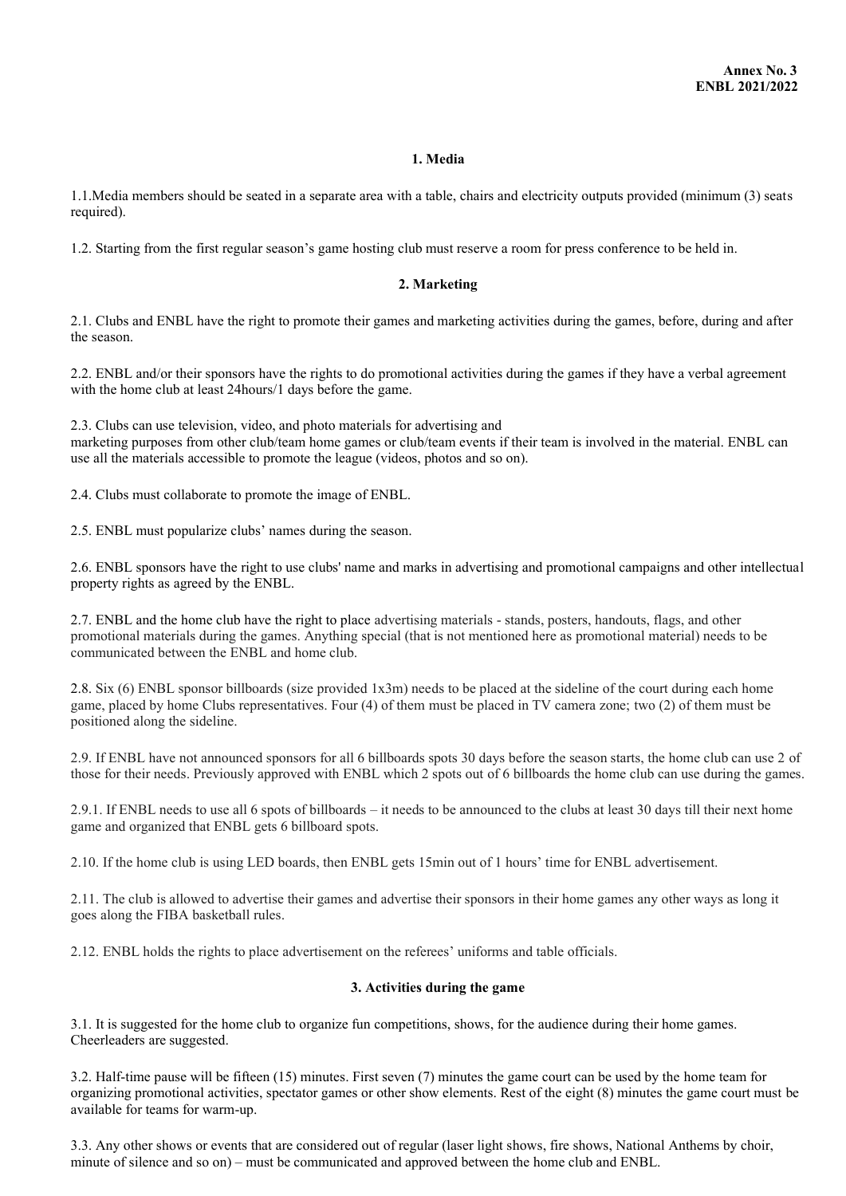**Annex No. 3**
**ENBL 2021/2022**

## 1. Media

1.1.Media members should be seated in a separate area with a table, chairs and electricity outputs provided (minimum (3) seats required).

1.2. Starting from the first regular season's game hosting club must reserve a room for press conference to be held in.

## 2. Marketing

2.1. Clubs and ENBL have the right to promote their games and marketing activities during the games, before, during and after the season.

2.2. ENBL and/or their sponsors have the rights to do promotional activities during the games if they have a verbal agreement with the home club at least 24hours/1 days before the game.

2.3. Clubs can use television, video, and photo materials for advertising and marketing purposes from other club/team home games or club/team events if their team is involved in the material. ENBL can use all the materials accessible to promote the league (videos, photos and so on).

2.4. Clubs must collaborate to promote the image of ENBL.

2.5. ENBL must popularize clubs' names during the season.

2.6. ENBL sponsors have the right to use clubs' name and marks in advertising and promotional campaigns and other intellectual property rights as agreed by the ENBL.

2.7. ENBL and the home club have the right to place advertising materials - stands, posters, handouts, flags, and other promotional materials during the games. Anything special (that is not mentioned here as promotional material) needs to be communicated between the ENBL and home club.

2.8. Six (6) ENBL sponsor billboards (size provided 1x3m) needs to be placed at the sideline of the court during each home game, placed by home Clubs representatives. Four (4) of them must be placed in TV camera zone; two (2) of them must be positioned along the sideline.

2.9. If ENBL have not announced sponsors for all 6 billboards spots 30 days before the season starts, the home club can use 2 of those for their needs. Previously approved with ENBL which 2 spots out of 6 billboards the home club can use during the games.

2.9.1. If ENBL needs to use all 6 spots of billboards – it needs to be announced to the clubs at least 30 days till their next home game and organized that ENBL gets 6 billboard spots.

2.10. If the home club is using LED boards, then ENBL gets 15min out of 1 hours' time for ENBL advertisement.

2.11. The club is allowed to advertise their games and advertise their sponsors in their home games any other ways as long it goes along the FIBA basketball rules.

2.12. ENBL holds the rights to place advertisement on the referees' uniforms and table officials.

## 3. Activities during the game

3.1. It is suggested for the home club to organize fun competitions, shows, for the audience during their home games. Cheerleaders are suggested.

3.2. Half-time pause will be fifteen (15) minutes. First seven (7) minutes the game court can be used by the home team for organizing promotional activities, spectator games or other show elements. Rest of the eight (8) minutes the game court must be available for teams for warm-up.

3.3. Any other shows or events that are considered out of regular (laser light shows, fire shows, National Anthems by choir, minute of silence and so on) – must be communicated and approved between the home club and ENBL.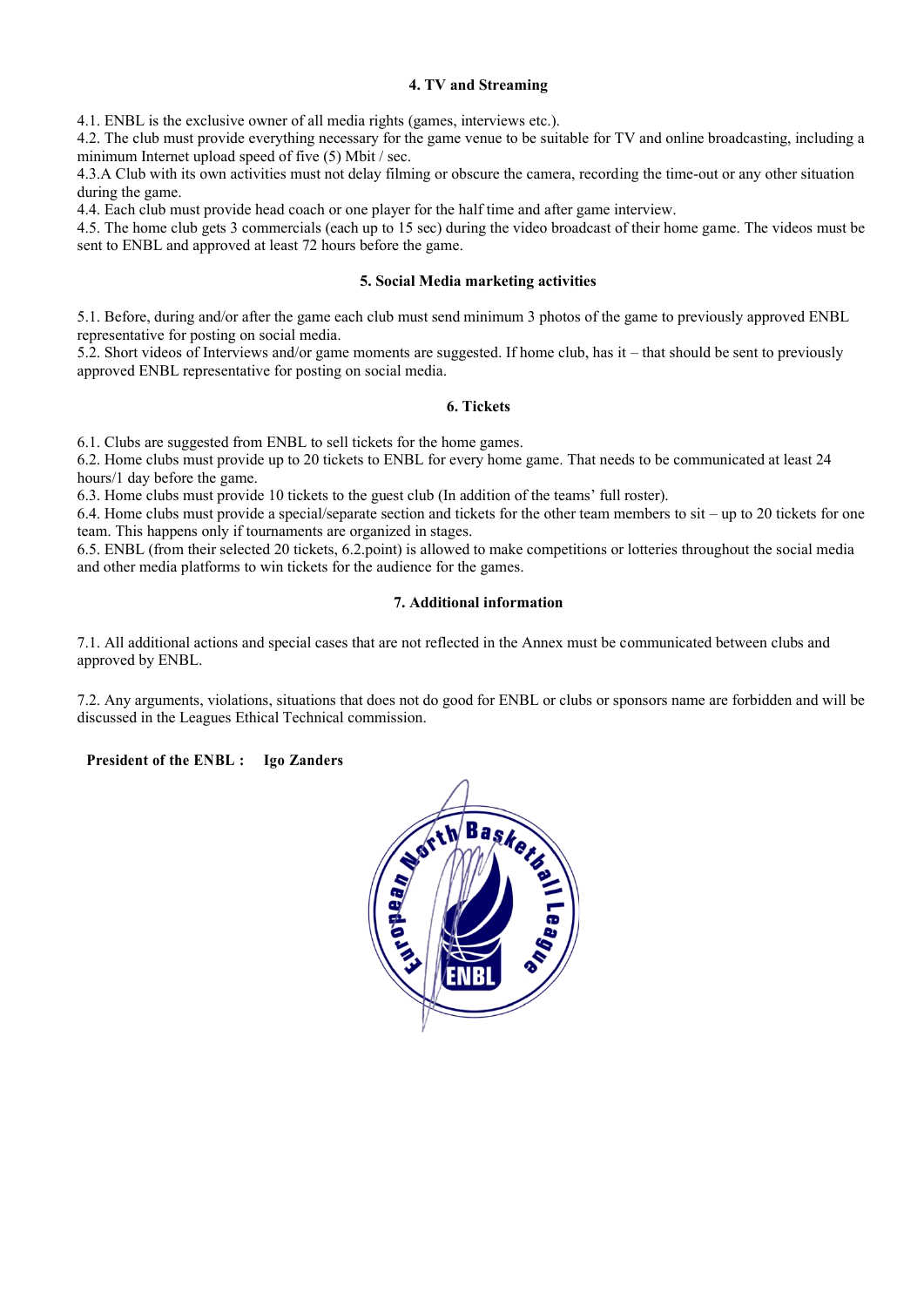### 4. TV and Streaming

4.1. ENBL is the exclusive owner of all media rights (games, interviews etc.).
4.2. The club must provide everything necessary for the game venue to be suitable for TV and online broadcasting, including a minimum Internet upload speed of five (5) Mbit / sec.
4.3.A Club with its own activities must not delay filming or obscure the camera, recording the time-out or any other situation during the game.
4.4. Each club must provide head coach or one player for the half time and after game interview.
4.5. The home club gets 3 commercials (each up to 15 sec) during the video broadcast of their home game. The videos must be sent to ENBL and approved at least 72 hours before the game.

### 5. Social Media marketing activities

5.1. Before, during and/or after the game each club must send minimum 3 photos of the game to previously approved ENBL representative for posting on social media.
5.2. Short videos of Interviews and/or game moments are suggested. If home club, has it – that should be sent to previously approved ENBL representative for posting on social media.

### 6. Tickets

6.1. Clubs are suggested from ENBL to sell tickets for the home games.
6.2. Home clubs must provide up to 20 tickets to ENBL for every home game. That needs to be communicated at least 24 hours/1 day before the game.
6.3. Home clubs must provide 10 tickets to the guest club (In addition of the teams' full roster).
6.4. Home clubs must provide a special/separate section and tickets for the other team members to sit – up to 20 tickets for one team. This happens only if tournaments are organized in stages.
6.5. ENBL (from their selected 20 tickets, 6.2.point) is allowed to make competitions or lotteries throughout the social media and other media platforms to win tickets for the audience for the games.

### 7. Additional information

7.1. All additional actions and special cases that are not reflected in the Annex must be communicated between clubs and approved by ENBL.

7.2. Any arguments, violations, situations that does not do good for ENBL or clubs or sponsors name are forbidden and will be discussed in the Leagues Ethical Technical commission.

**President of the ENBL : Igo Zanders**

European North Basketball League
ENBL